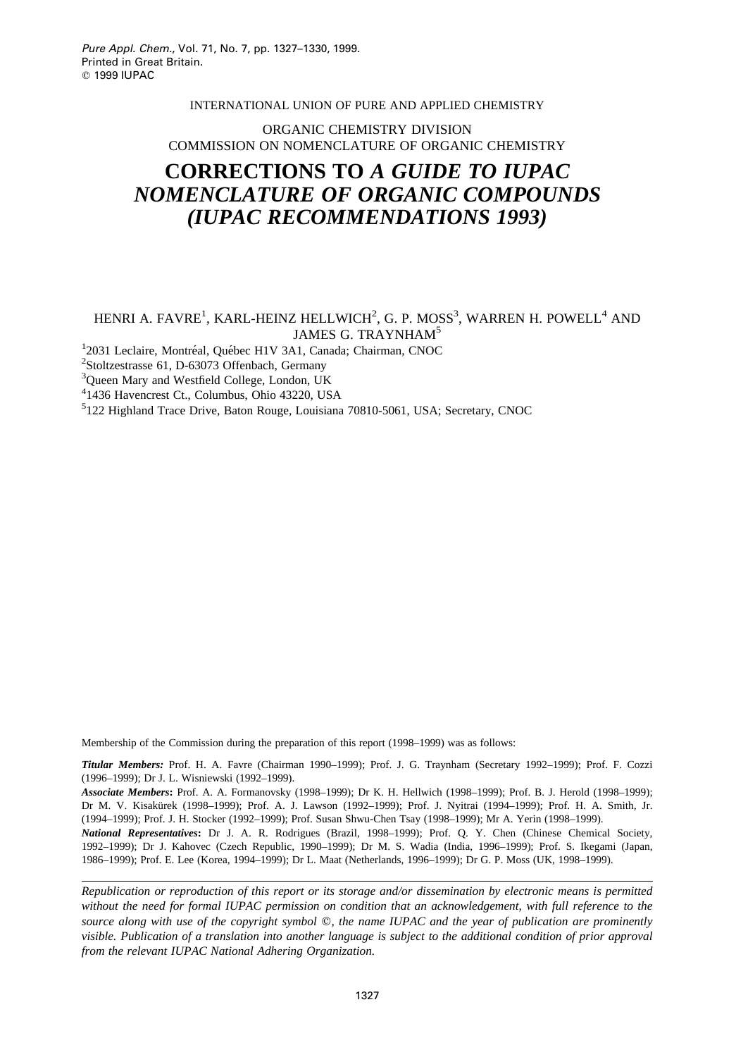INTERNATIONAL UNION OF PURE AND APPLIED CHEMISTRY

ORGANIC CHEMISTRY DIVISION
COMMISSION ON NOMENCLATURE OF ORGANIC CHEMISTRY

# CORRECTIONS TO *A GUIDE TO IUPAC NOMENCLATURE OF ORGANIC COMPOUNDS (IUPAC RECOMMENDATIONS 1993)*

HENRI A. FAVRE[1], KARL-HEINZ HELLWICH[2], G. P. MOSS[3], WARREN H. POWELL[4] AND JAMES G. TRAYNHAM[5]

[1]2031 Leclaire, Montréal, Québec H1V 3A1, Canada; Chairman, CNOC
[2]Stoltzestrasse 61, D-63073 Offenbach, Germany
[3]Queen Mary and Westfield College, London, UK
[4]1436 Havencrest Ct., Columbus, Ohio 43220, USA
[5]122 Highland Trace Drive, Baton Rouge, Louisiana 70810-5061, USA; Secretary, CNOC

Membership of the Commission during the preparation of this report (1998–1999) was as follows:

***Titular Members:*** Prof. H. A. Favre (Chairman 1990–1999); Prof. J. G. Traynham (Secretary 1992–1999); Prof. F. Cozzi (1996–1999); Dr J. L. Wisniewski (1992–1999).
***Associate Members*:** Prof. A. A. Formanovsky (1998–1999); Dr K. H. Hellwich (1998–1999); Prof. B. J. Herold (1998–1999); Dr M. V. Kisakürek (1998–1999); Prof. A. J. Lawson (1992–1999); Prof. J. Nyitrai (1994–1999); Prof. H. A. Smith, Jr. (1994–1999); Prof. J. H. Stocker (1992–1999); Prof. Susan Shwu-Chen Tsay (1998–1999); Mr A. Yerin (1998–1999).
***National Representatives*:** Dr J. A. R. Rodrigues (Brazil, 1998–1999); Prof. Q. Y. Chen (Chinese Chemical Society, 1992–1999); Dr J. Kahovec (Czech Republic, 1990–1999); Dr M. S. Wadia (India, 1996–1999); Prof. S. Ikegami (Japan, 1986–1999); Prof. E. Lee (Korea, 1994–1999); Dr L. Maat (Netherlands, 1996–1999); Dr G. P. Moss (UK, 1998–1999).

*Republication or reproduction of this report or its storage and/or dissemination by electronic means is permitted without the need for formal IUPAC permission on condition that an acknowledgement, with full reference to the source along with use of the copyright symbol ©, the name IUPAC and the year of publication are prominently visible. Publication of a translation into another language is subject to the additional condition of prior approval from the relevant IUPAC National Adhering Organization.*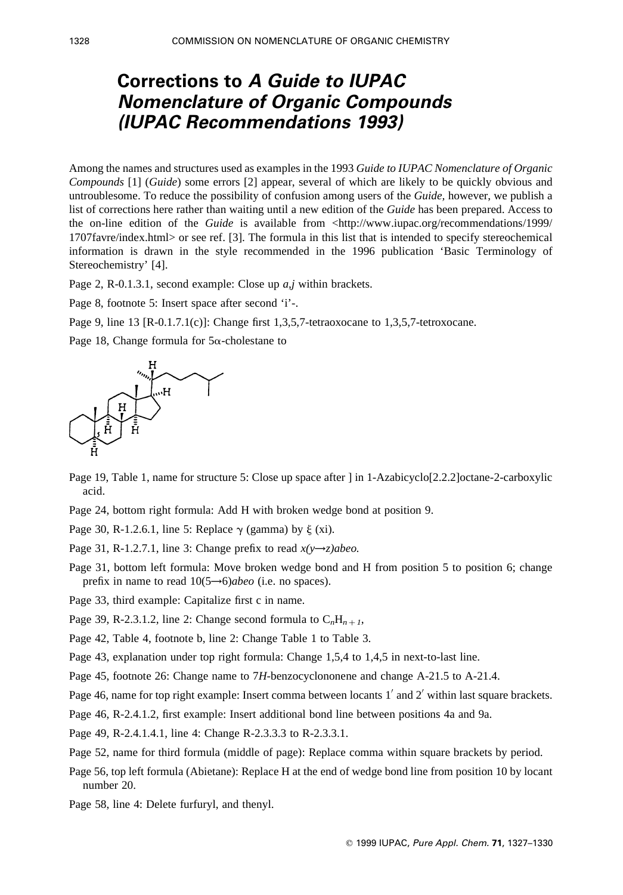# Corrections to *A Guide to IUPAC Nomenclature of Organic Compounds* (IUPAC Recommendations 1993)

Among the names and structures used as examples in the 1993 *Guide to IUPAC Nomenclature of Organic Compounds* [1] (*Guide*) some errors [2] appear, several of which are likely to be quickly obvious and untroublesome. To reduce the possibility of confusion among users of the *Guide*, however, we publish a list of corrections here rather than waiting until a new edition of the *Guide* has been prepared. Access to the on-line edition of the *Guide* is available from <http://www.iupac.org/recommendations/1999/1707favre/index.html> or see ref. [3]. The formula in this list that is intended to specify stereochemical information is drawn in the style recommended in the 1996 publication 'Basic Terminology of Stereochemistry' [4].

Page 2, R-0.1.3.1, second example: Close up *a,j* within brackets.

Page 8, footnote 5: Insert space after second 'i'-.

Page 9, line 13 [R-0.1.7.1(c)]: Change first 1,3,5,7-tetraoxocane to 1,3,5,7-tetroxocane.

Page 18, Change formula for 5α-cholestane to

Page 19, Table 1, name for structure 5: Close up space after ] in 1-Azabicyclo[2.2.2]octane-2-carboxylic acid.

Page 24, bottom right formula: Add H with broken wedge bond at position 9.

Page 30, R-1.2.6.1, line 5: Replace γ (gamma) by ξ (xi).

Page 31, R-1.2.7.1, line 3: Change prefix to read *x(y→z)abeo.*

Page 31, bottom left formula: Move broken wedge bond and H from position 5 to position 6; change prefix in name to read 10(5→6)*abeo* (i.e. no spaces).

Page 33, third example: Capitalize first c in name.

Page 39, R-2.3.1.2, line 2: Change second formula to $C_nH_{n+1}$,

Page 42, Table 4, footnote b, line 2: Change Table 1 to Table 3.

Page 43, explanation under top right formula: Change 1,5,4 to 1,4,5 in next-to-last line.

Page 45, footnote 26: Change name to 7*H*-benzocyclononene and change A-21.5 to A-21.4.

Page 46, name for top right example: Insert comma between locants 1′ and 2′ within last square brackets.

Page 46, R-2.4.1.2, first example: Insert additional bond line between positions 4a and 9a.

Page 49, R-2.4.1.4.1, line 4: Change R-2.3.3.3 to R-2.3.3.1.

Page 52, name for third formula (middle of page): Replace comma within square brackets by period.

Page 56, top left formula (Abietane): Replace H at the end of wedge bond line from position 10 by locant number 20.

Page 58, line 4: Delete furfuryl, and thenyl.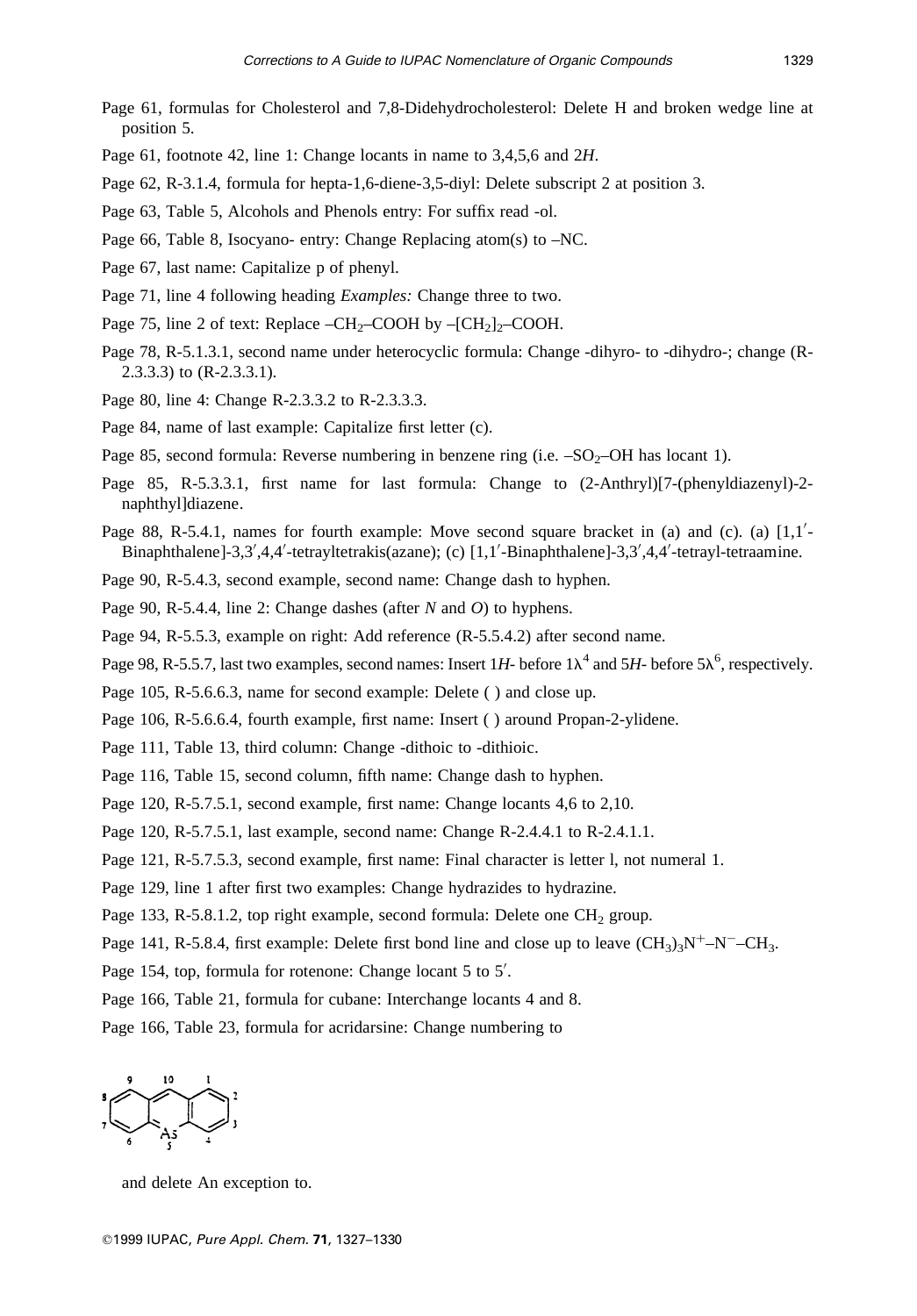Page 61, formulas for Cholesterol and 7,8-Didehydrocholesterol: Delete H and broken wedge line at position 5.

Page 61, footnote 42, line 1: Change locants in name to 3,4,5,6 and 2*H*.

Page 62, R-3.1.4, formula for hepta-1,6-diene-3,5-diyl: Delete subscript 2 at position 3.

Page 63, Table 5, Alcohols and Phenols entry: For suffix read -ol.

Page 66, Table 8, Isocyano- entry: Change Replacing atom(s) to –NC.

Page 67, last name: Capitalize p of phenyl.

Page 71, line 4 following heading *Examples:* Change three to two.

Page 75, line 2 of text: Replace $–CH_2–COOH$ by $–[CH_2]_2–COOH$.

Page 78, R-5.1.3.1, second name under heterocyclic formula: Change -dihyro- to -dihydro-; change (R-2.3.3.3) to (R-2.3.3.1).

Page 80, line 4: Change R-2.3.3.2 to R-2.3.3.3.

Page 84, name of last example: Capitalize first letter (c).

Page 85, second formula: Reverse numbering in benzene ring (i.e. $–SO_2–OH$ has locant 1).

Page 85, R-5.3.3.1, first name for last formula: Change to (2-Anthryl)[7-(phenyldiazenyl)-2-naphthyl]diazene.

Page 88, R-5.4.1, names for fourth example: Move second square bracket in (a) and (c). (a) [1,1′-Binaphthalene]-3,3′,4,4′-tetrayltetrakis(azane); (c) [1,1′-Binaphthalene]-3,3′,4,4′-tetrayl-tetraamine.

Page 90, R-5.4.3, second example, second name: Change dash to hyphen.

Page 90, R-5.4.4, line 2: Change dashes (after *N* and *O*) to hyphens.

Page 94, R-5.5.3, example on right: Add reference (R-5.5.4.2) after second name.

Page 98, R-5.5.7, last two examples, second names: Insert 1*H*- before $1\lambda^4$ and 5*H*- before $5\lambda^6$, respectively.

Page 105, R-5.6.6.3, name for second example: Delete ( ) and close up.

Page 106, R-5.6.6.4, fourth example, first name: Insert ( ) around Propan-2-ylidene.

Page 111, Table 13, third column: Change -dithoic to -dithioic.

Page 116, Table 15, second column, fifth name: Change dash to hyphen.

Page 120, R-5.7.5.1, second example, first name: Change locants 4,6 to 2,10.

Page 120, R-5.7.5.1, last example, second name: Change R-2.4.4.1 to R-2.4.1.1.

Page 121, R-5.7.5.3, second example, first name: Final character is letter l, not numeral 1.

Page 129, line 1 after first two examples: Change hydrazides to hydrazine.

Page 133, R-5.8.1.2, top right example, second formula: Delete one $CH_2$ group.

Page 141, R-5.8.4, first example: Delete first bond line and close up to leave $(CH_3)_3N^+–N^-–CH_3$.

Page 154, top, formula for rotenone: Change locant 5 to 5′.

Page 166, Table 21, formula for cubane: Interchange locants 4 and 8.

Page 166, Table 23, formula for acridarsine: Change numbering to

and delete An exception to.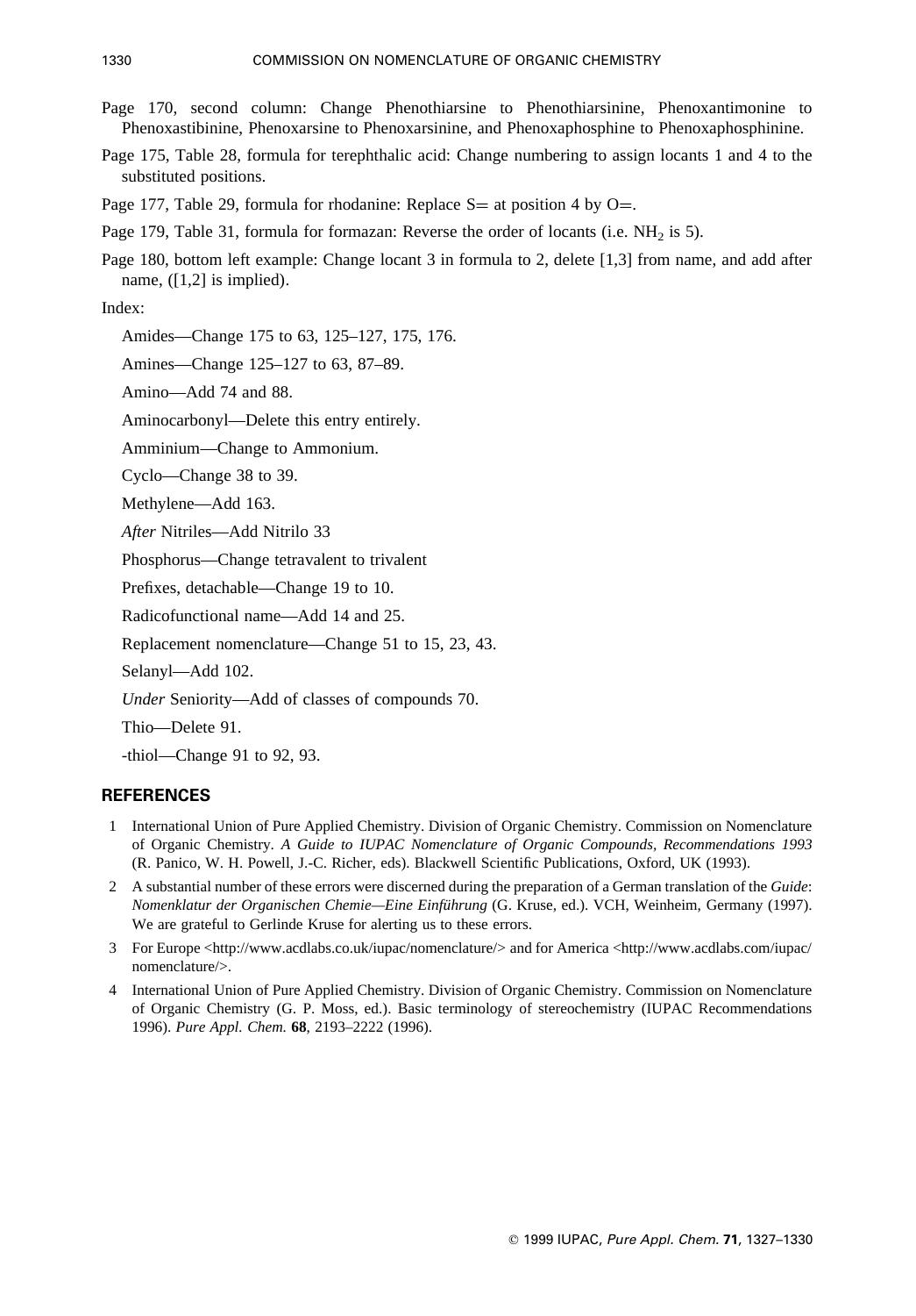Page 170, second column: Change Phenothiarsine to Phenothiarsinine, Phenoxantimonine to Phenoxastibinine, Phenoxarsine to Phenoxarsinine, and Phenoxaphosphine to Phenoxaphosphinine.

Page 175, Table 28, formula for terephthalic acid: Change numbering to assign locants 1 and 4 to the substituted positions.

Page 177, Table 29, formula for rhodanine: Replace S= at position 4 by O=.

Page 179, Table 31, formula for formazan: Reverse the order of locants (i.e. $NH_2$ is 5).

Page 180, bottom left example: Change locant 3 in formula to 2, delete [1,3] from name, and add after name, ([1,2] is implied).

Index:

Amides—Change 175 to 63, 125–127, 175, 176.

Amines—Change 125–127 to 63, 87–89.

Amino—Add 74 and 88.

Aminocarbonyl—Delete this entry entirely.

Amminium—Change to Ammonium.

Cyclo—Change 38 to 39.

Methylene—Add 163.

*After* Nitriles—Add Nitrilo 33

Phosphorus—Change tetravalent to trivalent

Prefixes, detachable—Change 19 to 10.

Radicofunctional name—Add 14 and 25.

Replacement nomenclature—Change 51 to 15, 23, 43.

Selanyl—Add 102.

*Under* Seniority—Add of classes of compounds 70.

Thio—Delete 91.

-thiol—Change 91 to 92, 93.

## REFERENCES

1. International Union of Pure Applied Chemistry. Division of Organic Chemistry. Commission on Nomenclature of Organic Chemistry. *A Guide to IUPAC Nomenclature of Organic Compounds, Recommendations 1993* (R. Panico, W. H. Powell, J.-C. Richer, eds). Blackwell Scientific Publications, Oxford, UK (1993).
2. A substantial number of these errors were discerned during the preparation of a German translation of the *Guide*: *Nomenklatur der Organischen Chemie—Eine Einführung* (G. Kruse, ed.). VCH, Weinheim, Germany (1997). We are grateful to Gerlinde Kruse for alerting us to these errors.
3. For Europe <http://www.acdlabs.co.uk/iupac/nomenclature/> and for America <http://www.acdlabs.com/iupac/nomenclature/>.
4. International Union of Pure Applied Chemistry. Division of Organic Chemistry. Commission on Nomenclature of Organic Chemistry (G. P. Moss, ed.). Basic terminology of stereochemistry (IUPAC Recommendations 1996). *Pure Appl. Chem.* **68**, 2193–2222 (1996).